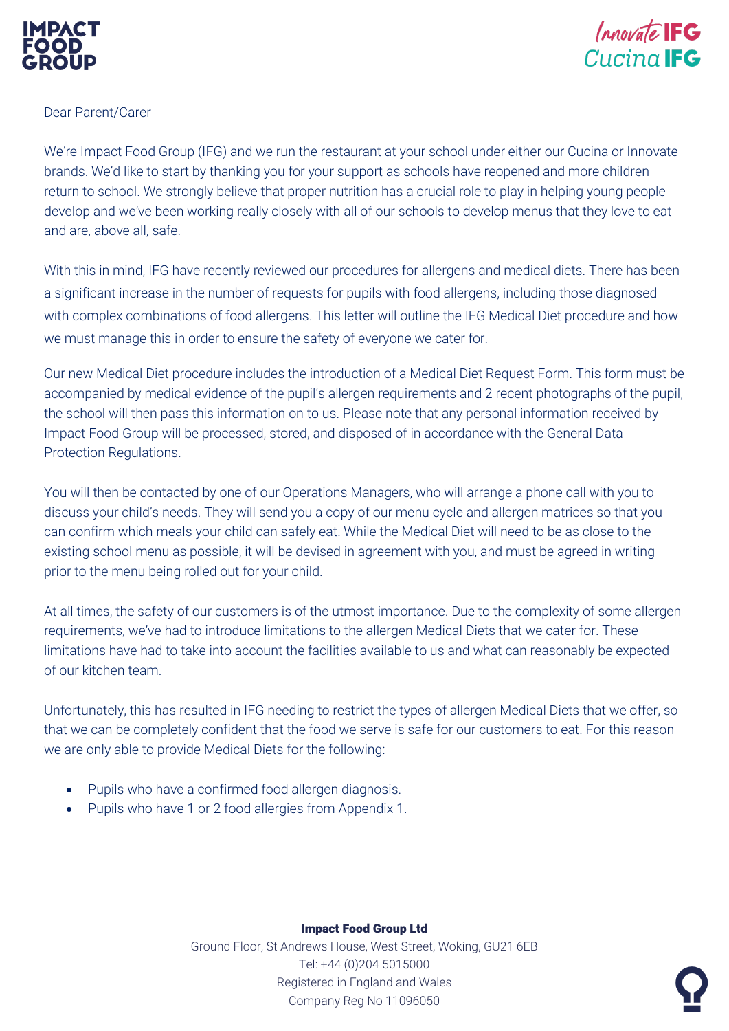Dear Parent/Carer

We're Impact Food Group (IFG) and we run the restaurant at your school under either our Cucina or Innovate brands. We'd like to start by thanking you for your support as schools have reopened and more children return to school. We strongly believe that proper nutrition has a crucial role to play in helping young people develop and we've been working really closely with all of our schools to develop menus that they love to eat and are, above all, safe.

With this in mind, IFG have recently reviewed our procedures for allergens and medical diets. There has been a significant increase in the number of requests for pupils with food allergens, including those diagnosed with complex combinations of food allergens. This letter will outline the IFG Medical Diet procedure and how we must manage this in order to ensure the safety of everyone we cater for.

Our new Medical Diet procedure includes the introduction of a Medical Diet Request Form. This form must be accompanied by medical evidence of the pupil's allergen requirements and 2 recent photographs of the pupil, the school will then pass this information on to us. Please note that any personal information received by Impact Food Group will be processed, stored, and disposed of in accordance with the General Data Protection Regulations.

You will then be contacted by one of our Operations Managers, who will arrange a phone call with you to discuss your child's needs. They will send you a copy of our menu cycle and allergen matrices so that you can confirm which meals your child can safely eat. While the Medical Diet will need to be as close to the existing school menu as possible, it will be devised in agreement with you, and must be agreed in writing prior to the menu being rolled out for your child.

At all times, the safety of our customers is of the utmost importance. Due to the complexity of some allergen requirements, we've had to introduce limitations to the allergen Medical Diets that we cater for. These limitations have had to take into account the facilities available to us and what can reasonably be expected of our kitchen team.

Unfortunately, this has resulted in IFG needing to restrict the types of allergen Medical Diets that we offer, so that we can be completely confident that the food we serve is safe for our customers to eat. For this reason we are only able to provide Medical Diets for the following:

- Pupils who have a confirmed food allergen diagnosis.
- Pupils who have 1 or 2 food allergies from Appendix 1.

**Impact Food Group Ltd**
Ground Floor, St Andrews House, West Street, Woking, GU21 6EB
Tel: +44 (0)204 5015000
Registered in England and Wales
Company Reg No 11096050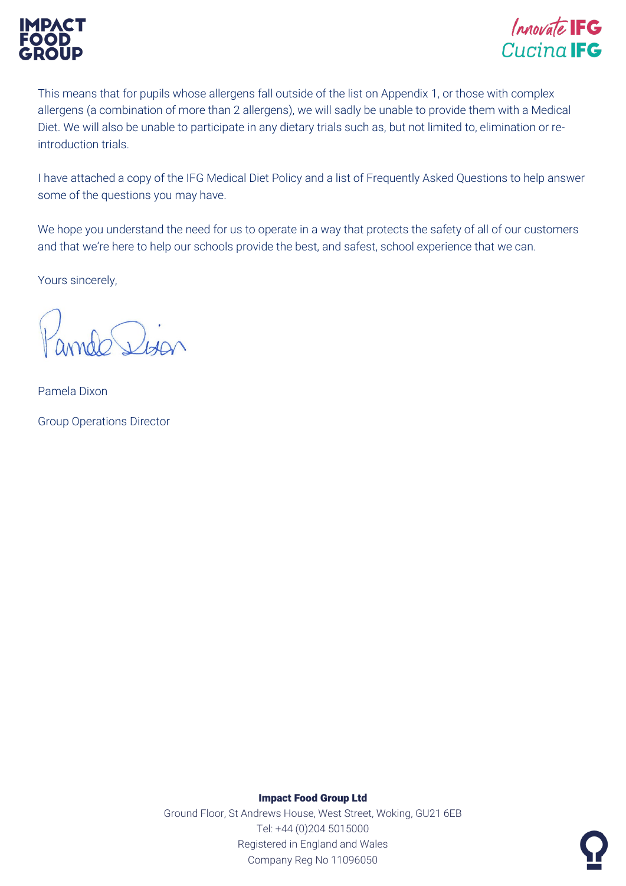This means that for pupils whose allergens fall outside of the list on Appendix 1, or those with complex allergens (a combination of more than 2 allergens), we will sadly be unable to provide them with a Medical Diet. We will also be unable to participate in any dietary trials such as, but not limited to, elimination or re-introduction trials.

I have attached a copy of the IFG Medical Diet Policy and a list of Frequently Asked Questions to help answer some of the questions you may have.

We hope you understand the need for us to operate in a way that protects the safety of all of our customers and that we're here to help our schools provide the best, and safest, school experience that we can.

Yours sincerely,

Pamela Dixon

Group Operations Director

**Impact Food Group Ltd**
Ground Floor, St Andrews House, West Street, Woking, GU21 6EB
Tel: +44 (0)204 5015000
Registered in England and Wales
Company Reg No 11096050